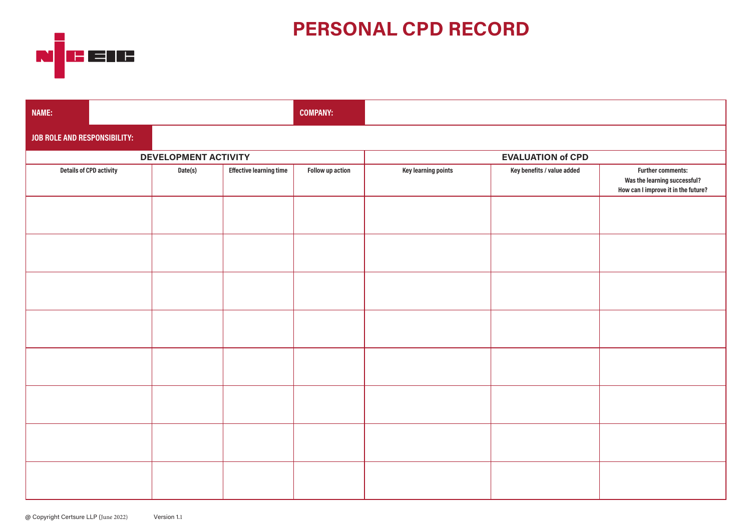# PERSONAL CPD RECORD

| NAME: | | COMPANY: | |
|---|---|---|---|
| JOB ROLE AND RESPONSIBILITY: | | | |

| DEVELOPMENT ACTIVITY | | | | EVALUATION of CPD | | |
|---|---|---|---|---|---|---|
| Details of CPD activity | Date(s) | Effective learning time | Follow up action | Key learning points | Key benefits / value added | Further comments: Was the learning successful? How can I improve it in the future? |
| | | | | | | |
| | | | | | | |
| | | | | | | |
| | | | | | | |
| | | | | | | |
| | | | | | | |
| | | | | | | |
| | | | | | | |

@ Copyright Certsure LLP (June 2022) Version 1.1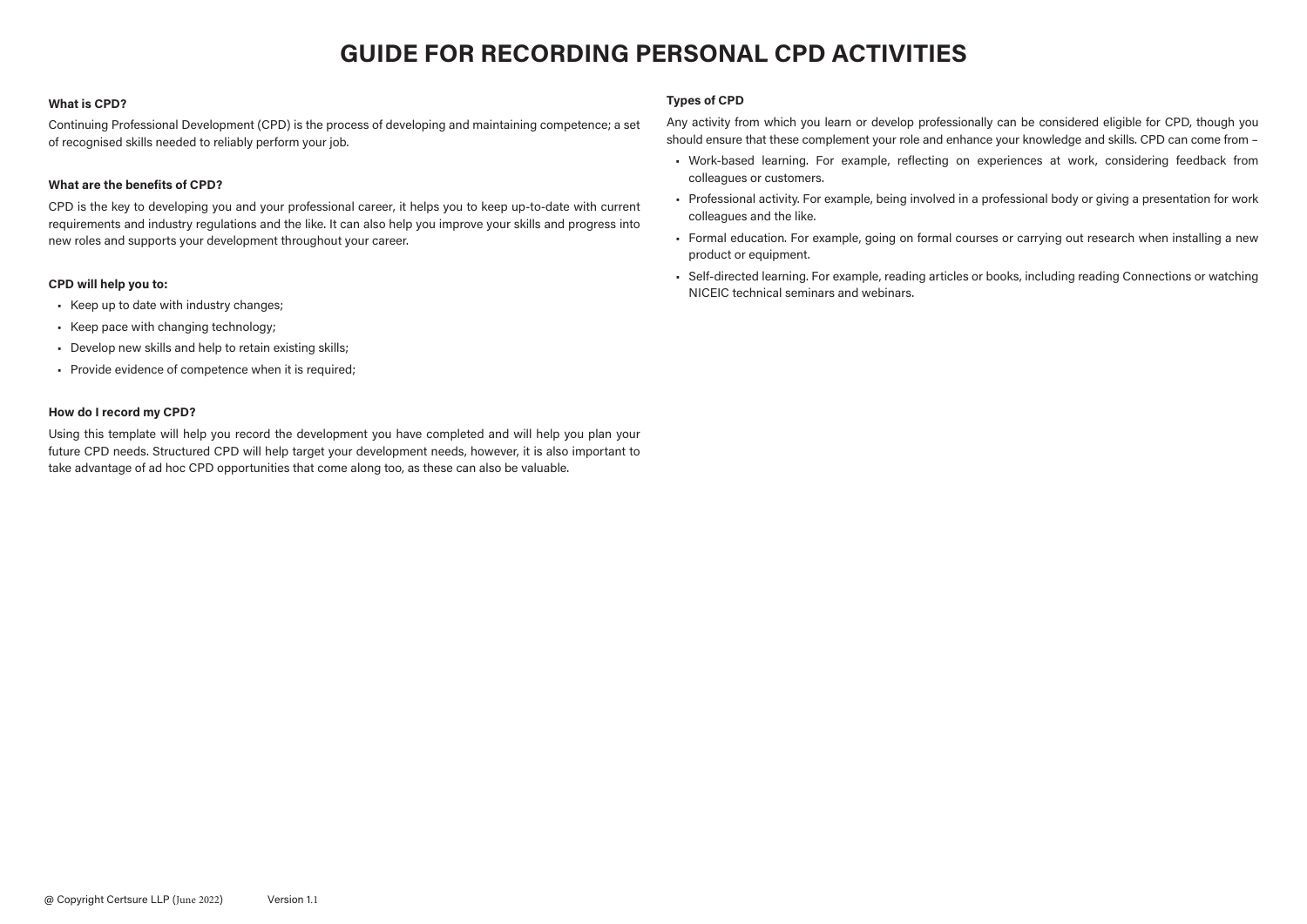# GUIDE FOR RECORDING PERSONAL CPD ACTIVITIES

**What is CPD?**

Continuing Professional Development (CPD) is the process of developing and maintaining competence; a set of recognised skills needed to reliably perform your job.

**What are the benefits of CPD?**

CPD is the key to developing you and your professional career, it helps you to keep up-to-date with current requirements and industry regulations and the like. It can also help you improve your skills and progress into new roles and supports your development throughout your career.

**CPD will help you to:**

- Keep up to date with industry changes;
- Keep pace with changing technology;
- Develop new skills and help to retain existing skills;
- Provide evidence of competence when it is required;

**How do I record my CPD?**

Using this template will help you record the development you have completed and will help you plan your future CPD needs. Structured CPD will help target your development needs, however, it is also important to take advantage of ad hoc CPD opportunities that come along too, as these can also be valuable.

**Types of CPD**

Any activity from which you learn or develop professionally can be considered eligible for CPD, though you should ensure that these complement your role and enhance your knowledge and skills. CPD can come from –

- Work-based learning. For example, reflecting on experiences at work, considering feedback from colleagues or customers.
- Professional activity. For example, being involved in a professional body or giving a presentation for work colleagues and the like.
- Formal education. For example, going on formal courses or carrying out research when installing a new product or equipment.
- Self-directed learning. For example, reading articles or books, including reading Connections or watching NICEIC technical seminars and webinars.

@ Copyright Certsure LLP (June 2022) Version 1.1